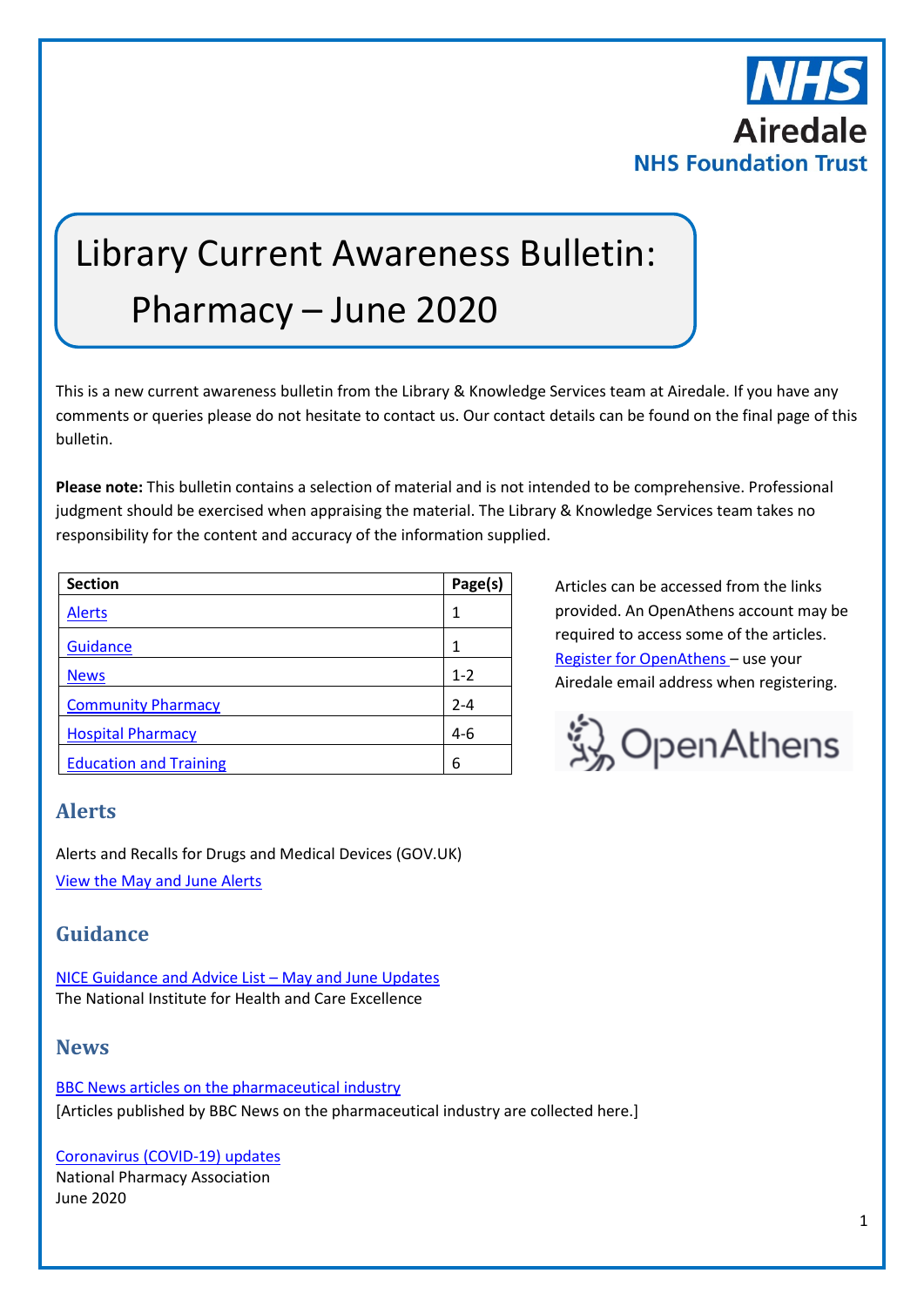NHS Airedale NHS Foundation Trust

# Library Current Awareness Bulletin: Pharmacy – June 2020

This is a new current awareness bulletin from the Library & Knowledge Services team at Airedale. If you have any comments or queries please do not hesitate to contact us. Our contact details can be found on the final page of this bulletin.

**Please note:** This bulletin contains a selection of material and is not intended to be comprehensive. Professional judgment should be exercised when appraising the material. The Library & Knowledge Services team takes no responsibility for the content and accuracy of the information supplied.

| Section | Page(s) |
|---|---|
| Alerts | 1 |
| Guidance | 1 |
| News | 1-2 |
| Community Pharmacy | 2-4 |
| Hospital Pharmacy | 4-6 |
| Education and Training | 6 |

Articles can be accessed from the links provided. An OpenAthens account may be required to access some of the articles. Register for OpenAthens – use your Airedale email address when registering.

OpenAthens

## Alerts

Alerts and Recalls for Drugs and Medical Devices (GOV.UK)
View the May and June Alerts

## Guidance

NICE Guidance and Advice List – May and June Updates
The National Institute for Health and Care Excellence

## News

BBC News articles on the pharmaceutical industry
[Articles published by BBC News on the pharmaceutical industry are collected here.]

Coronavirus (COVID-19) updates
National Pharmacy Association
June 2020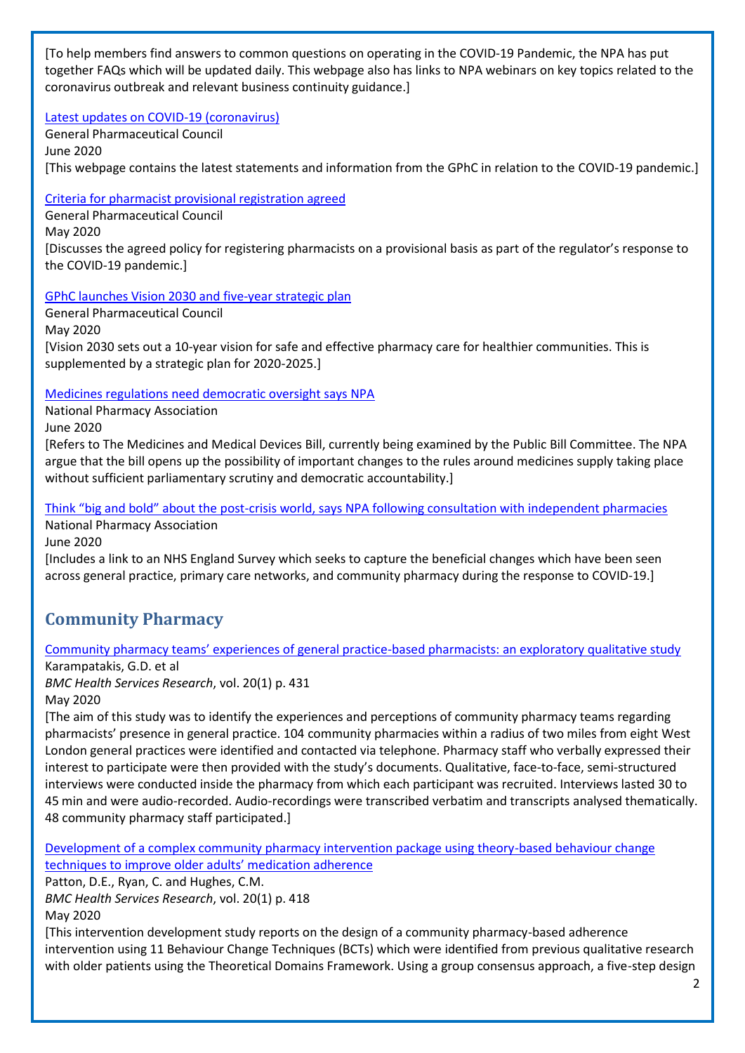[To help members find answers to common questions on operating in the COVID-19 Pandemic, the NPA has put together FAQs which will be updated daily. This webpage also has links to NPA webinars on key topics related to the coronavirus outbreak and relevant business continuity guidance.]

Latest updates on COVID-19 (coronavirus)
General Pharmaceutical Council
June 2020
[This webpage contains the latest statements and information from the GPhC in relation to the COVID-19 pandemic.]

Criteria for pharmacist provisional registration agreed
General Pharmaceutical Council
May 2020
[Discusses the agreed policy for registering pharmacists on a provisional basis as part of the regulator's response to the COVID-19 pandemic.]

GPhC launches Vision 2030 and five-year strategic plan
General Pharmaceutical Council
May 2020
[Vision 2030 sets out a 10-year vision for safe and effective pharmacy care for healthier communities. This is supplemented by a strategic plan for 2020-2025.]

Medicines regulations need democratic oversight says NPA
National Pharmacy Association
June 2020
[Refers to The Medicines and Medical Devices Bill, currently being examined by the Public Bill Committee. The NPA argue that the bill opens up the possibility of important changes to the rules around medicines supply taking place without sufficient parliamentary scrutiny and democratic accountability.]

Think "big and bold" about the post-crisis world, says NPA following consultation with independent pharmacies
National Pharmacy Association
June 2020
[Includes a link to an NHS England Survey which seeks to capture the beneficial changes which have been seen across general practice, primary care networks, and community pharmacy during the response to COVID-19.]

## Community Pharmacy

Community pharmacy teams' experiences of general practice-based pharmacists: an exploratory qualitative study
Karampatakis, G.D. et al
*BMC Health Services Research*, vol. 20(1) p. 431
May 2020
[The aim of this study was to identify the experiences and perceptions of community pharmacy teams regarding pharmacists' presence in general practice. 104 community pharmacies within a radius of two miles from eight West London general practices were identified and contacted via telephone. Pharmacy staff who verbally expressed their interest to participate were then provided with the study's documents. Qualitative, face-to-face, semi-structured interviews were conducted inside the pharmacy from which each participant was recruited. Interviews lasted 30 to 45 min and were audio-recorded. Audio-recordings were transcribed verbatim and transcripts analysed thematically. 48 community pharmacy staff participated.]

Development of a complex community pharmacy intervention package using theory-based behaviour change techniques to improve older adults' medication adherence
Patton, D.E., Ryan, C. and Hughes, C.M.
*BMC Health Services Research*, vol. 20(1) p. 418
May 2020
[This intervention development study reports on the design of a community pharmacy-based adherence intervention using 11 Behaviour Change Techniques (BCTs) which were identified from previous qualitative research with older patients using the Theoretical Domains Framework. Using a group consensus approach, a five-step design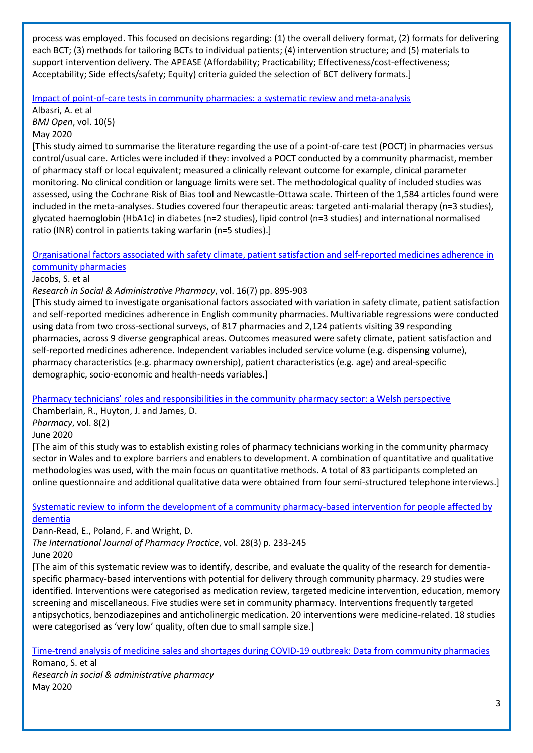process was employed. This focused on decisions regarding: (1) the overall delivery format, (2) formats for delivering each BCT; (3) methods for tailoring BCTs to individual patients; (4) intervention structure; and (5) materials to support intervention delivery. The APEASE (Affordability; Practicability; Effectiveness/cost-effectiveness; Acceptability; Side effects/safety; Equity) criteria guided the selection of BCT delivery formats.]

[Impact of point-of-care tests in community pharmacies: a systematic review and meta-analysis]

Albasri, A. et al

*BMJ Open*, vol. 10(5)

May 2020

[This study aimed to summarise the literature regarding the use of a point-of-care test (POCT) in pharmacies versus control/usual care. Articles were included if they: involved a POCT conducted by a community pharmacist, member of pharmacy staff or local equivalent; measured a clinically relevant outcome for example, clinical parameter monitoring. No clinical condition or language limits were set. The methodological quality of included studies was assessed, using the Cochrane Risk of Bias tool and Newcastle-Ottawa scale. Thirteen of the 1,584 articles found were included in the meta-analyses. Studies covered four therapeutic areas: targeted anti-malarial therapy (n=3 studies), glycated haemoglobin (HbA1c) in diabetes (n=2 studies), lipid control (n=3 studies) and international normalised ratio (INR) control in patients taking warfarin (n=5 studies).]

[Organisational factors associated with safety climate, patient satisfaction and self-reported medicines adherence in community pharmacies]

Jacobs, S. et al

*Research in Social & Administrative Pharmacy*, vol. 16(7) pp. 895-903

[This study aimed to investigate organisational factors associated with variation in safety climate, patient satisfaction and self-reported medicines adherence in English community pharmacies. Multivariable regressions were conducted using data from two cross-sectional surveys, of 817 pharmacies and 2,124 patients visiting 39 responding pharmacies, across 9 diverse geographical areas. Outcomes measured were safety climate, patient satisfaction and self-reported medicines adherence. Independent variables included service volume (e.g. dispensing volume), pharmacy characteristics (e.g. pharmacy ownership), patient characteristics (e.g. age) and areal-specific demographic, socio-economic and health-needs variables.]

[Pharmacy technicians' roles and responsibilities in the community pharmacy sector: a Welsh perspective]

Chamberlain, R., Huyton, J. and James, D.

*Pharmacy*, vol. 8(2)

June 2020

[The aim of this study was to establish existing roles of pharmacy technicians working in the community pharmacy sector in Wales and to explore barriers and enablers to development. A combination of quantitative and qualitative methodologies was used, with the main focus on quantitative methods. A total of 83 participants completed an online questionnaire and additional qualitative data were obtained from four semi-structured telephone interviews.]

[Systematic review to inform the development of a community pharmacy-based intervention for people affected by dementia]

Dann-Read, E., Poland, F. and Wright, D.

*The International Journal of Pharmacy Practice*, vol. 28(3) p. 233-245

June 2020

[The aim of this systematic review was to identify, describe, and evaluate the quality of the research for dementia-specific pharmacy-based interventions with potential for delivery through community pharmacy. 29 studies were identified. Interventions were categorised as medication review, targeted medicine intervention, education, memory screening and miscellaneous. Five studies were set in community pharmacy. Interventions frequently targeted antipsychotics, benzodiazepines and anticholinergic medication. 20 interventions were medicine-related. 18 studies were categorised as 'very low' quality, often due to small sample size.]

[Time-trend analysis of medicine sales and shortages during COVID-19 outbreak: Data from community pharmacies]

Romano, S. et al

*Research in social & administrative pharmacy*

May 2020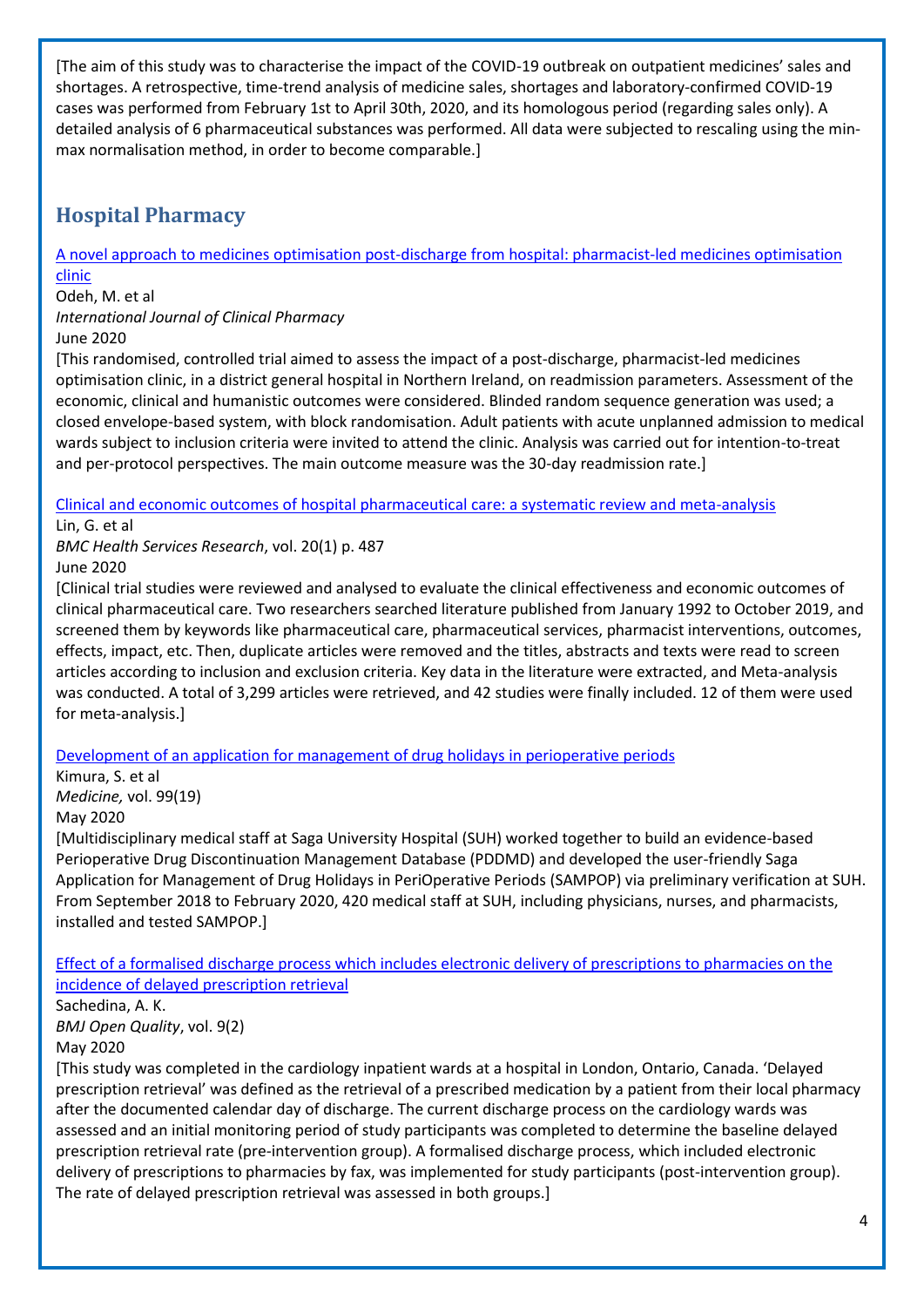[The aim of this study was to characterise the impact of the COVID-19 outbreak on outpatient medicines' sales and shortages. A retrospective, time-trend analysis of medicine sales, shortages and laboratory-confirmed COVID-19 cases was performed from February 1st to April 30th, 2020, and its homologous period (regarding sales only). A detailed analysis of 6 pharmaceutical substances was performed. All data were subjected to rescaling using the min-max normalisation method, in order to become comparable.]

## Hospital Pharmacy

A novel approach to medicines optimisation post-discharge from hospital: pharmacist-led medicines optimisation clinic
Odeh, M. et al
*International Journal of Clinical Pharmacy*
June 2020
[This randomised, controlled trial aimed to assess the impact of a post-discharge, pharmacist-led medicines optimisation clinic, in a district general hospital in Northern Ireland, on readmission parameters. Assessment of the economic, clinical and humanistic outcomes were considered. Blinded random sequence generation was used; a closed envelope-based system, with block randomisation. Adult patients with acute unplanned admission to medical wards subject to inclusion criteria were invited to attend the clinic. Analysis was carried out for intention-to-treat and per-protocol perspectives. The main outcome measure was the 30-day readmission rate.]

Clinical and economic outcomes of hospital pharmaceutical care: a systematic review and meta-analysis
Lin, G. et al
*BMC Health Services Research*, vol. 20(1) p. 487
June 2020
[Clinical trial studies were reviewed and analysed to evaluate the clinical effectiveness and economic outcomes of clinical pharmaceutical care. Two researchers searched literature published from January 1992 to October 2019, and screened them by keywords like pharmaceutical care, pharmaceutical services, pharmacist interventions, outcomes, effects, impact, etc. Then, duplicate articles were removed and the titles, abstracts and texts were read to screen articles according to inclusion and exclusion criteria. Key data in the literature were extracted, and Meta-analysis was conducted. A total of 3,299 articles were retrieved, and 42 studies were finally included. 12 of them were used for meta-analysis.]

Development of an application for management of drug holidays in perioperative periods
Kimura, S. et al
*Medicine,* vol. 99(19)
May 2020
[Multidisciplinary medical staff at Saga University Hospital (SUH) worked together to build an evidence-based Perioperative Drug Discontinuation Management Database (PDDMD) and developed the user-friendly Saga Application for Management of Drug Holidays in PeriOperative Periods (SAMPOP) via preliminary verification at SUH. From September 2018 to February 2020, 420 medical staff at SUH, including physicians, nurses, and pharmacists, installed and tested SAMPOP.]

Effect of a formalised discharge process which includes electronic delivery of prescriptions to pharmacies on the incidence of delayed prescription retrieval
Sachedina, A. K.
*BMJ Open Quality*, vol. 9(2)
May 2020
[This study was completed in the cardiology inpatient wards at a hospital in London, Ontario, Canada. 'Delayed prescription retrieval' was defined as the retrieval of a prescribed medication by a patient from their local pharmacy after the documented calendar day of discharge. The current discharge process on the cardiology wards was assessed and an initial monitoring period of study participants was completed to determine the baseline delayed prescription retrieval rate (pre-intervention group). A formalised discharge process, which included electronic delivery of prescriptions to pharmacies by fax, was implemented for study participants (post-intervention group). The rate of delayed prescription retrieval was assessed in both groups.]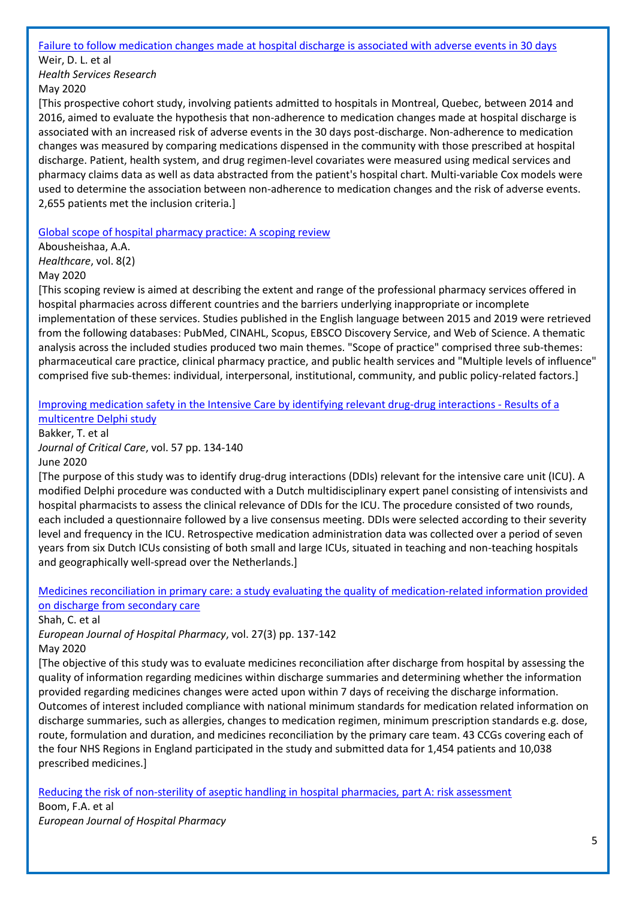[Failure to follow medication changes made at hospital discharge is associated with adverse events in 30 days]

Weir, D. L. et al

*Health Services Research*

May 2020

[This prospective cohort study, involving patients admitted to hospitals in Montreal, Quebec, between 2014 and 2016, aimed to evaluate the hypothesis that non-adherence to medication changes made at hospital discharge is associated with an increased risk of adverse events in the 30 days post-discharge. Non-adherence to medication changes was measured by comparing medications dispensed in the community with those prescribed at hospital discharge. Patient, health system, and drug regimen-level covariates were measured using medical services and pharmacy claims data as well as data abstracted from the patient's hospital chart. Multi-variable Cox models were used to determine the association between non-adherence to medication changes and the risk of adverse events. 2,655 patients met the inclusion criteria.]

[Global scope of hospital pharmacy practice: A scoping review]

Abousheishaa, A.A.

*Healthcare*, vol. 8(2)

May 2020

[This scoping review is aimed at describing the extent and range of the professional pharmacy services offered in hospital pharmacies across different countries and the barriers underlying inappropriate or incomplete implementation of these services. Studies published in the English language between 2015 and 2019 were retrieved from the following databases: PubMed, CINAHL, Scopus, EBSCO Discovery Service, and Web of Science. A thematic analysis across the included studies produced two main themes. "Scope of practice" comprised three sub-themes: pharmaceutical care practice, clinical pharmacy practice, and public health services and "Multiple levels of influence" comprised five sub-themes: individual, interpersonal, institutional, community, and public policy-related factors.]

[Improving medication safety in the Intensive Care by identifying relevant drug-drug interactions - Results of a multicentre Delphi study]

Bakker, T. et al

*Journal of Critical Care*, vol. 57 pp. 134-140

June 2020

[The purpose of this study was to identify drug-drug interactions (DDIs) relevant for the intensive care unit (ICU). A modified Delphi procedure was conducted with a Dutch multidisciplinary expert panel consisting of intensivists and hospital pharmacists to assess the clinical relevance of DDIs for the ICU. The procedure consisted of two rounds, each included a questionnaire followed by a live consensus meeting. DDIs were selected according to their severity level and frequency in the ICU. Retrospective medication administration data was collected over a period of seven years from six Dutch ICUs consisting of both small and large ICUs, situated in teaching and non-teaching hospitals and geographically well-spread over the Netherlands.]

[Medicines reconciliation in primary care: a study evaluating the quality of medication-related information provided on discharge from secondary care]

Shah, C. et al

*European Journal of Hospital Pharmacy*, vol. 27(3) pp. 137-142

May 2020

[The objective of this study was to evaluate medicines reconciliation after discharge from hospital by assessing the quality of information regarding medicines within discharge summaries and determining whether the information provided regarding medicines changes were acted upon within 7 days of receiving the discharge information. Outcomes of interest included compliance with national minimum standards for medication related information on discharge summaries, such as allergies, changes to medication regimen, minimum prescription standards e.g. dose, route, formulation and duration, and medicines reconciliation by the primary care team. 43 CCGs covering each of the four NHS Regions in England participated in the study and submitted data for 1,454 patients and 10,038 prescribed medicines.]

[Reducing the risk of non-sterility of aseptic handling in hospital pharmacies, part A: risk assessment]

Boom, F.A. et al

*European Journal of Hospital Pharmacy*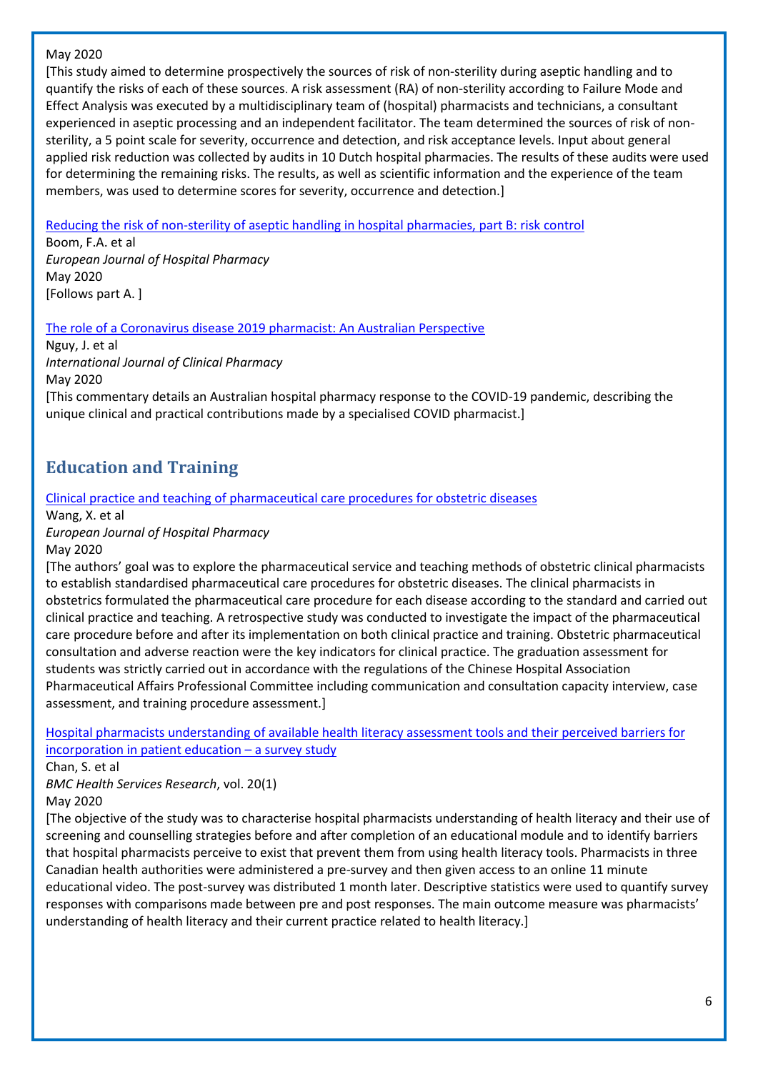May 2020

[This study aimed to determine prospectively the sources of risk of non-sterility during aseptic handling and to quantify the risks of each of these sources. A risk assessment (RA) of non-sterility according to Failure Mode and Effect Analysis was executed by a multidisciplinary team of (hospital) pharmacists and technicians, a consultant experienced in aseptic processing and an independent facilitator. The team determined the sources of risk of non-sterility, a 5 point scale for severity, occurrence and detection, and risk acceptance levels. Input about general applied risk reduction was collected by audits in 10 Dutch hospital pharmacies. The results of these audits were used for determining the remaining risks. The results, as well as scientific information and the experience of the team members, was used to determine scores for severity, occurrence and detection.]

Reducing the risk of non-sterility of aseptic handling in hospital pharmacies, part B: risk control

Boom, F.A. et al

*European Journal of Hospital Pharmacy*

May 2020

[Follows part A. ]

The role of a Coronavirus disease 2019 pharmacist: An Australian Perspective

Nguy, J. et al

*International Journal of Clinical Pharmacy*

May 2020

[This commentary details an Australian hospital pharmacy response to the COVID-19 pandemic, describing the unique clinical and practical contributions made by a specialised COVID pharmacist.]

## Education and Training

Clinical practice and teaching of pharmaceutical care procedures for obstetric diseases

Wang, X. et al

*European Journal of Hospital Pharmacy*

May 2020

[The authors' goal was to explore the pharmaceutical service and teaching methods of obstetric clinical pharmacists to establish standardised pharmaceutical care procedures for obstetric diseases. The clinical pharmacists in obstetrics formulated the pharmaceutical care procedure for each disease according to the standard and carried out clinical practice and teaching. A retrospective study was conducted to investigate the impact of the pharmaceutical care procedure before and after its implementation on both clinical practice and training. Obstetric pharmaceutical consultation and adverse reaction were the key indicators for clinical practice. The graduation assessment for students was strictly carried out in accordance with the regulations of the Chinese Hospital Association Pharmaceutical Affairs Professional Committee including communication and consultation capacity interview, case assessment, and training procedure assessment.]

Hospital pharmacists understanding of available health literacy assessment tools and their perceived barriers for incorporation in patient education – a survey study

Chan, S. et al

*BMC Health Services Research*, vol. 20(1)

May 2020

[The objective of the study was to characterise hospital pharmacists understanding of health literacy and their use of screening and counselling strategies before and after completion of an educational module and to identify barriers that hospital pharmacists perceive to exist that prevent them from using health literacy tools. Pharmacists in three Canadian health authorities were administered a pre-survey and then given access to an online 11 minute educational video. The post-survey was distributed 1 month later. Descriptive statistics were used to quantify survey responses with comparisons made between pre and post responses. The main outcome measure was pharmacists' understanding of health literacy and their current practice related to health literacy.]